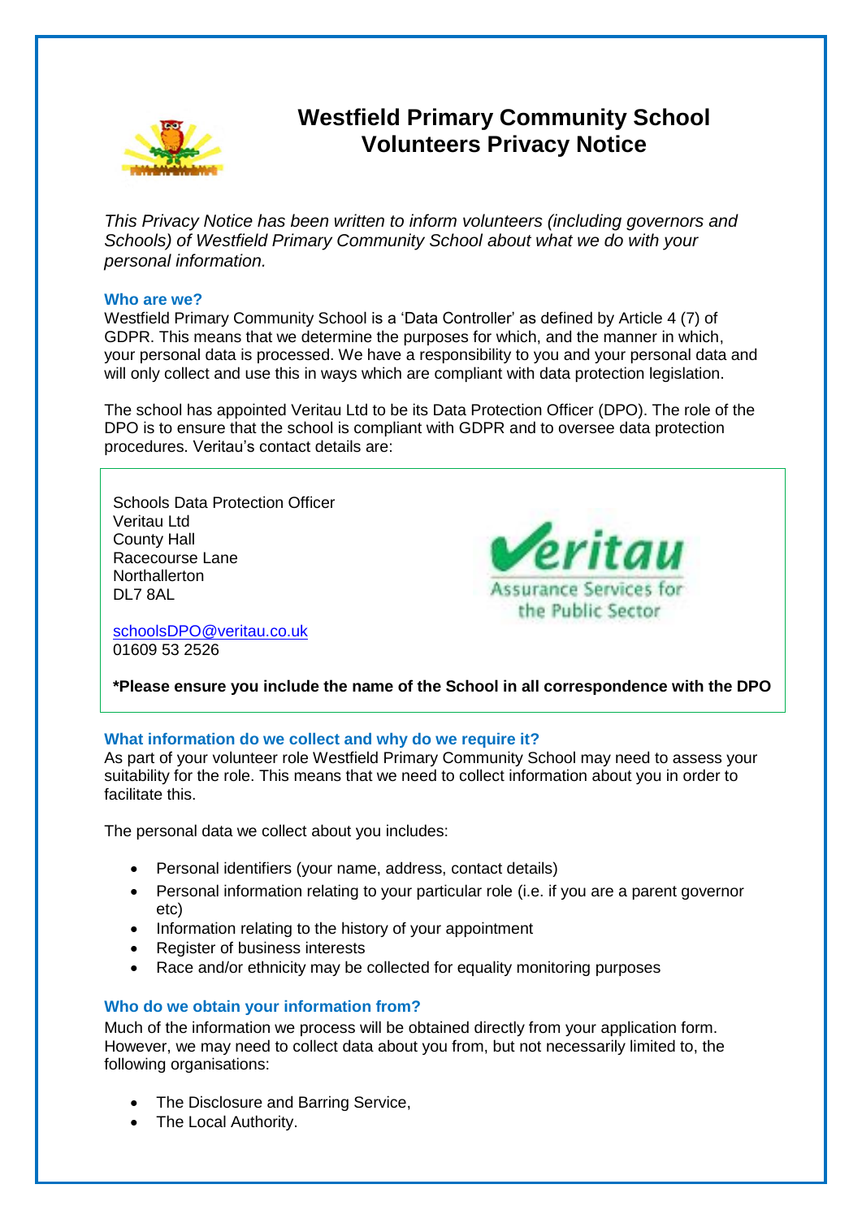# Westfield Primary Community School Volunteers Privacy Notice

*This Privacy Notice has been written to inform volunteers (including governors and Schools) of Westfield Primary Community School about what we do with your personal information.*

## Who are we?

Westfield Primary Community School is a 'Data Controller' as defined by Article 4 (7) of GDPR. This means that we determine the purposes for which, and the manner in which, your personal data is processed. We have a responsibility to you and your personal data and will only collect and use this in ways which are compliant with data protection legislation.

The school has appointed Veritau Ltd to be its Data Protection Officer (DPO). The role of the DPO is to ensure that the school is compliant with GDPR and to oversee data protection procedures. Veritau's contact details are:

Schools Data Protection Officer
Veritau Ltd
County Hall
Racecourse Lane
Northallerton
DL7 8AL

schoolsDPO@veritau.co.uk
01609 53 2526

**\*Please ensure you include the name of the School in all correspondence with the DPO**

## What information do we collect and why do we require it?

As part of your volunteer role Westfield Primary Community School may need to assess your suitability for the role. This means that we need to collect information about you in order to facilitate this.

The personal data we collect about you includes:

- Personal identifiers (your name, address, contact details)
- Personal information relating to your particular role (i.e. if you are a parent governor etc)
- Information relating to the history of your appointment
- Register of business interests
- Race and/or ethnicity may be collected for equality monitoring purposes

## Who do we obtain your information from?

Much of the information we process will be obtained directly from your application form. However, we may need to collect data about you from, but not necessarily limited to, the following organisations:

- The Disclosure and Barring Service,
- The Local Authority.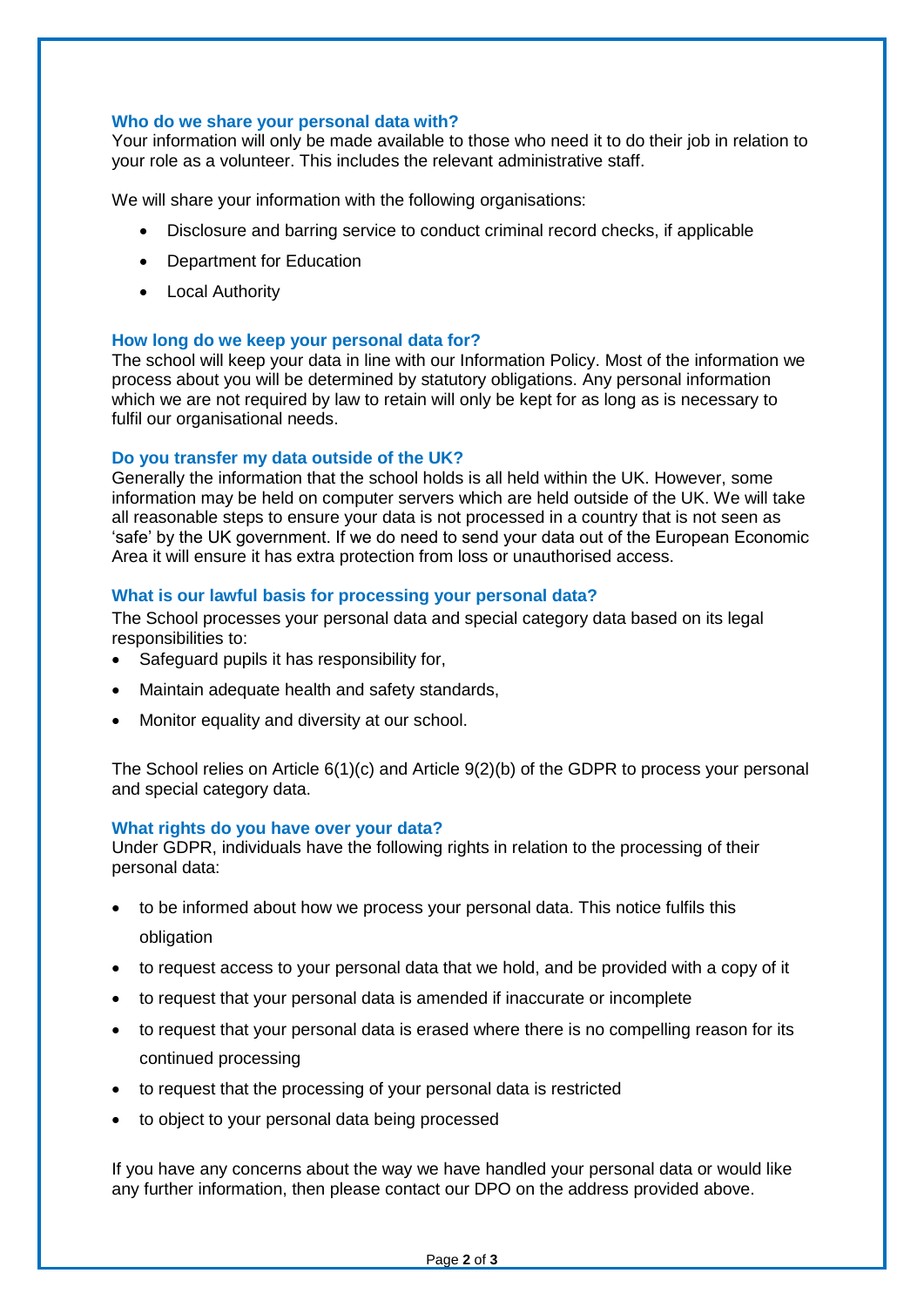### Who do we share your personal data with?

Your information will only be made available to those who need it to do their job in relation to your role as a volunteer. This includes the relevant administrative staff.

We will share your information with the following organisations:

- Disclosure and barring service to conduct criminal record checks, if applicable
- Department for Education
- Local Authority

### How long do we keep your personal data for?

The school will keep your data in line with our Information Policy. Most of the information we process about you will be determined by statutory obligations. Any personal information which we are not required by law to retain will only be kept for as long as is necessary to fulfil our organisational needs.

### Do you transfer my data outside of the UK?

Generally the information that the school holds is all held within the UK. However, some information may be held on computer servers which are held outside of the UK. We will take all reasonable steps to ensure your data is not processed in a country that is not seen as 'safe' by the UK government. If we do need to send your data out of the European Economic Area it will ensure it has extra protection from loss or unauthorised access.

### What is our lawful basis for processing your personal data?

The School processes your personal data and special category data based on its legal responsibilities to:

- Safeguard pupils it has responsibility for,
- Maintain adequate health and safety standards,
- Monitor equality and diversity at our school.

The School relies on Article 6(1)(c) and Article 9(2)(b) of the GDPR to process your personal and special category data.

### What rights do you have over your data?

Under GDPR, individuals have the following rights in relation to the processing of their personal data:

- to be informed about how we process your personal data. This notice fulfils this obligation
- to request access to your personal data that we hold, and be provided with a copy of it
- to request that your personal data is amended if inaccurate or incomplete
- to request that your personal data is erased where there is no compelling reason for its continued processing
- to request that the processing of your personal data is restricted
- to object to your personal data being processed

If you have any concerns about the way we have handled your personal data or would like any further information, then please contact our DPO on the address provided above.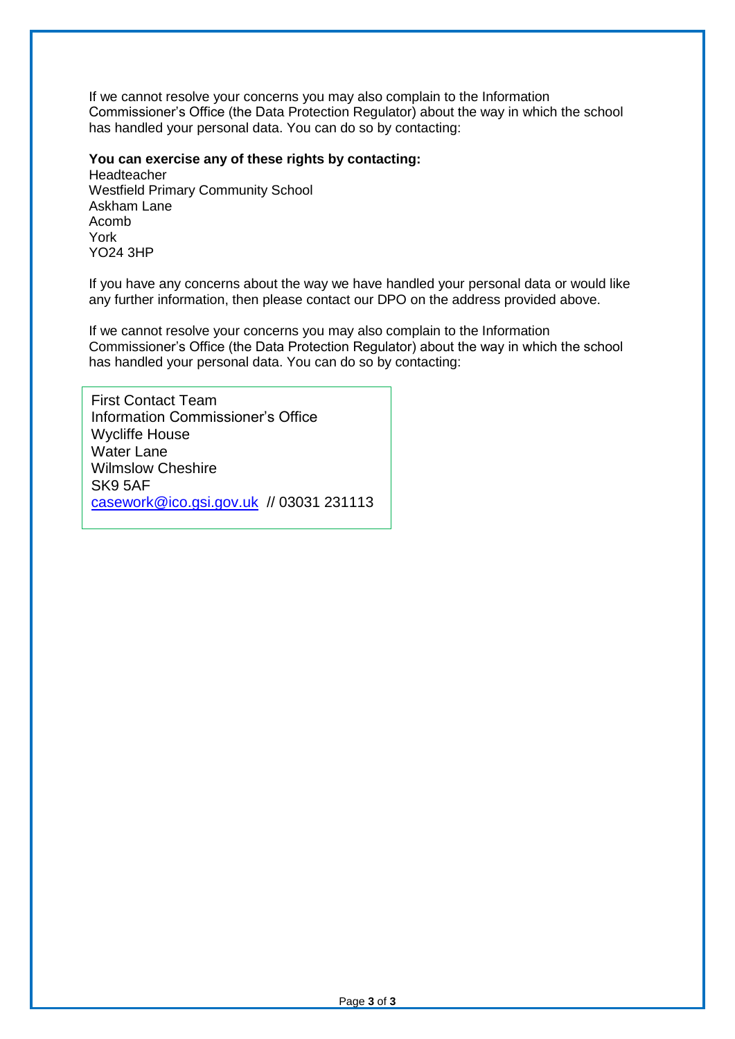If we cannot resolve your concerns you may also complain to the Information Commissioner's Office (the Data Protection Regulator) about the way in which the school has handled your personal data. You can do so by contacting:

**You can exercise any of these rights by contacting:**
Headteacher
Westfield Primary Community School
Askham Lane
Acomb
York
YO24 3HP

If you have any concerns about the way we have handled your personal data or would like any further information, then please contact our DPO on the address provided above.

If we cannot resolve your concerns you may also complain to the Information Commissioner's Office (the Data Protection Regulator) about the way in which the school has handled your personal data. You can do so by contacting:

First Contact Team
Information Commissioner's Office
Wycliffe House
Water Lane
Wilmslow Cheshire
SK9 5AF
casework@ico.gsi.gov.uk // 03031 231113